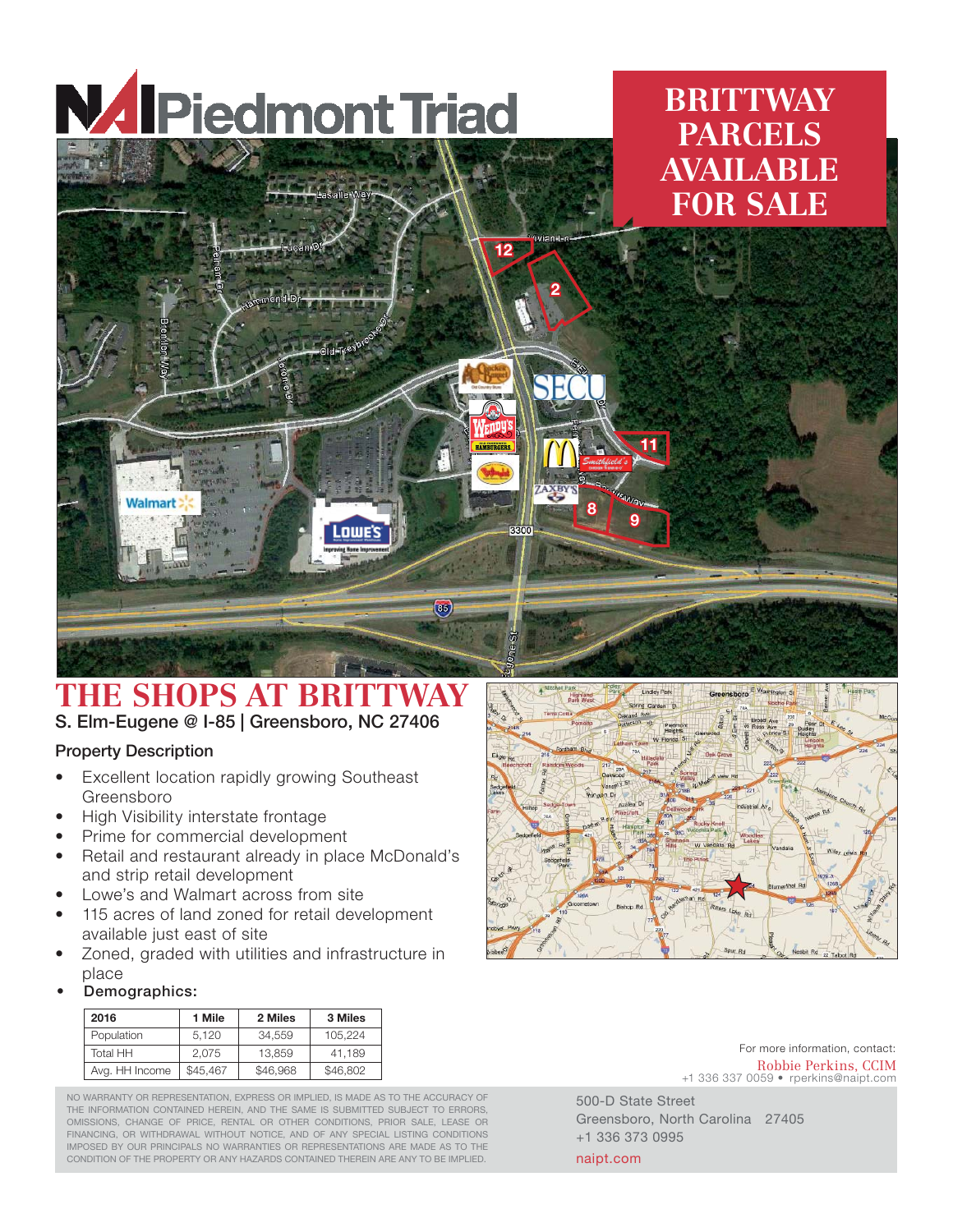NAI Piedmont Triad

# BRITTWAY PARCELS AVAILABLE FOR SALE

# THE SHOPS AT BRITTWAY

**S. Elm-Eugene @ I-85 | Greensboro, NC 27406**

### Property Description

- Excellent location rapidly growing Southeast Greensboro
- High Visibility interstate frontage
- Prime for commercial development
- Retail and restaurant already in place McDonald's and strip retail development
- Lowe's and Walmart across from site
- 115 acres of land zoned for retail development available just east of site
- Zoned, graded with utilities and infrastructure in place
- **Demographics:**

| 2016 | 1 Mile | 2 Miles | 3 Miles |
|---|---|---|---|
| Population | 5,120 | 34,559 | 105,224 |
| Total HH | 2,075 | 13,859 | 41,189 |
| Avg. HH Income | $45,467 | $46,968 | $46,802 |

NO WARRANTY OR REPRESENTATION, EXPRESS OR IMPLIED, IS MADE AS TO THE ACCURACY OF THE INFORMATION CONTAINED HEREIN, AND THE SAME IS SUBMITTED SUBJECT TO ERRORS, OMISSIONS, CHANGE OF PRICE, RENTAL OR OTHER CONDITIONS, PRIOR SALE, LEASE OR FINANCING, OR WITHDRAWAL WITHOUT NOTICE, AND OF ANY SPECIAL LISTING CONDITIONS IMPOSED BY OUR PRINCIPALS NO WARRANTIES OR REPRESENTATIONS ARE MADE AS TO THE CONDITION OF THE PROPERTY OR ANY HAZARDS CONTAINED THEREIN ARE ANY TO BE IMPLIED.

For more information, contact:
Robbie Perkins, CCIM
+1 336 337 0059 • rperkins@naipt.com

500-D State Street
Greensboro, North Carolina 27405
+1 336 373 0995

naipt.com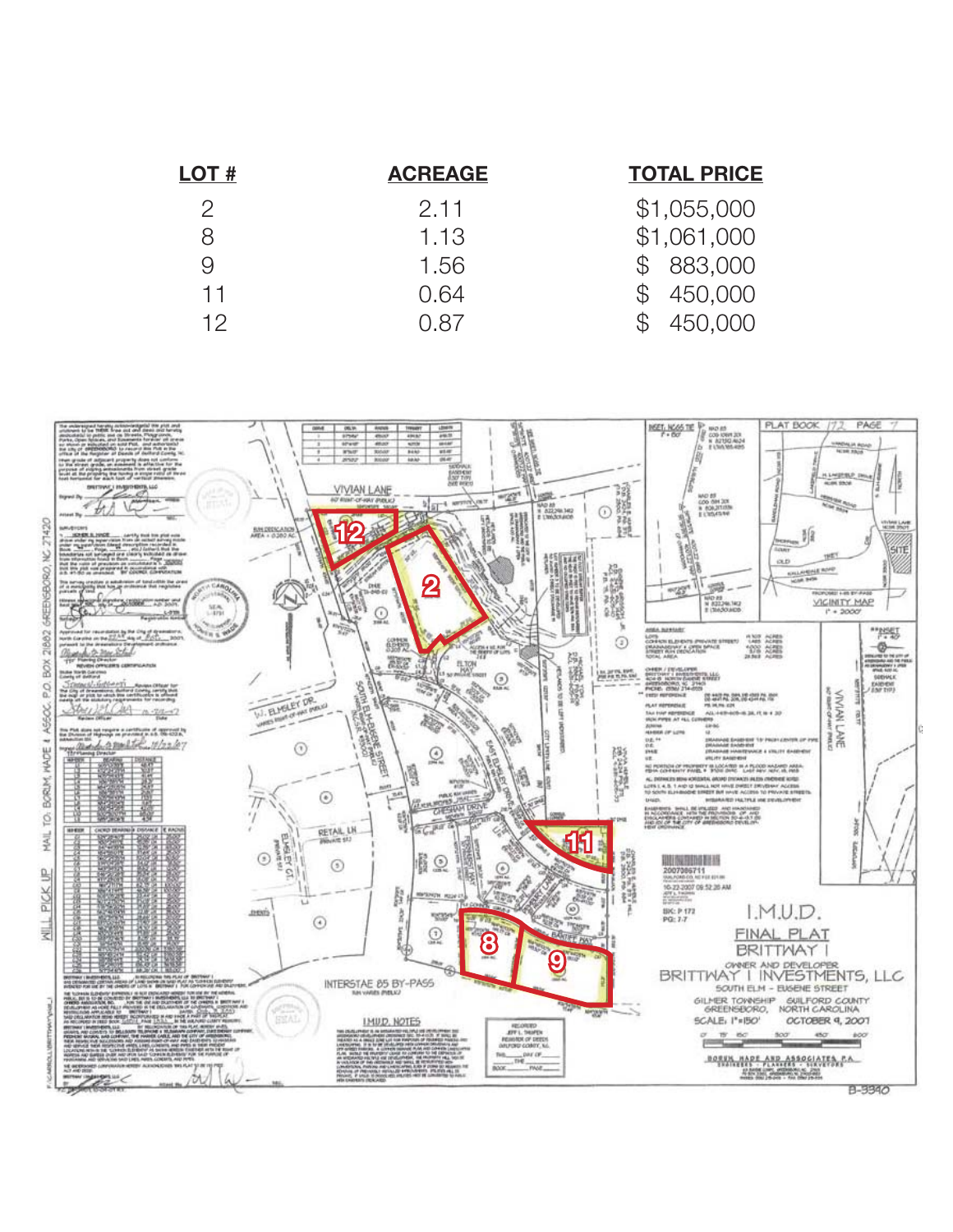| LOT # | ACREAGE | TOTAL PRICE |
|---|---|---|
| 2 | 2.11 | $1,055,000 |
| 8 | 1.13 | $1,061,000 |
| 9 | 1.56 | $ 883,000 |
| 11 | 0.64 | $ 450,000 |
| 12 | 0.87 | $ 450,000 |

VIVIAN LANE

12

2

11

8

9

INTERSTATE 85 BY-PASS

I.M.U.D.

FINAL PLAT

BRITTWAY I

OWNER AND DEVELOPER

BRITTWAY I INVESTMENTS, LLC

SOUTH ELM - EUGENE STREET

GILMER TOWNSHIP GUILFORD COUNTY

GREENSBORO, NORTH CAROLINA

SCALE: 1"=150' OCTOBER 9, 2007

BORUM, WADE AND ASSOCIATES, P.A.

B-3340

PLAT BOOK 172 PAGE 7

VICINITY MAP

SITE